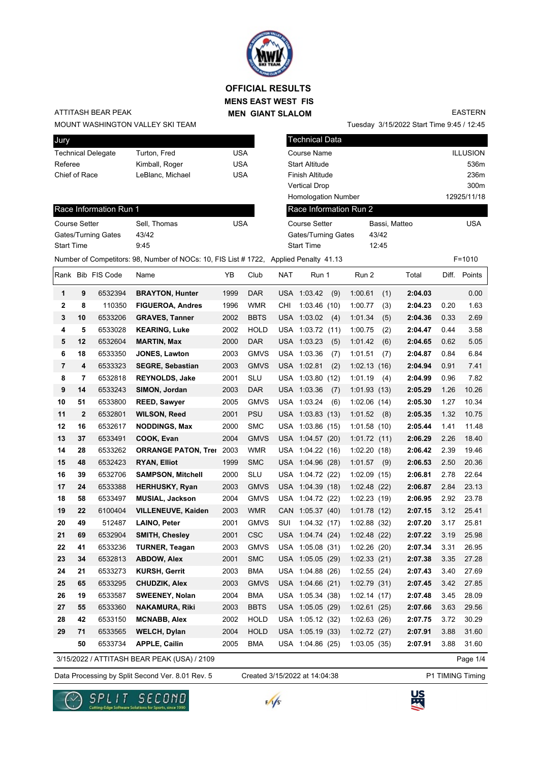# OFFICIAL RESULTS

## MENS EAST WEST FIS

## MEN GIANT SLALOM

ATTITASH BEAR PEAK

MOUNT WASHINGTON VALLEY SKI TEAM

EASTERN

Tuesday 3/15/2022 Start Time 9:45 / 12:45

| Jury | | |
|---|---|---|
| Technical Delegate | Turton, Fred | USA |
| Referee | Kimball, Roger | USA |
| Chief of Race | LeBlanc, Michael | USA |

| Technical Data | |
|---|---|
| Course Name | ILLUSION |
| Start Altitude | 536m |
| Finish Altitude | 236m |
| Vertical Drop | 300m |
| Homologation Number | 12925/11/18 |

| Race Information Run 1 | | |
|---|---|---|
| Course Setter | Sell, Thomas | USA |
| Gates/Turning Gates | 43/42 | |
| Start Time | 9:45 | |

| Race Information Run 2 | | |
|---|---|---|
| Course Setter | Bassi, Matteo | USA |
| Gates/Turning Gates | 43/42 | |
| Start Time | 12:45 | |

Number of Competitors: 98, Number of NOCs: 10, FIS List # 1722, Applied Penalty 41.13 F=1010

| Rank | Bib | FIS Code | Name | YB | Club | NAT | Run 1 | Run 2 | Total | Diff. | Points |
|---|---|---|---|---|---|---|---|---|---|---|---|
| 1 | 9 | 6532394 | **BRAYTON, Hunter** | 1999 | DAR | USA | 1:03.42 (9) | 1:00.61 (1) | **2:04.03** | | 0.00 |
| 2 | 8 | 110350 | **FIGUEROA, Andres** | 1996 | WMR | CHI | 1:03.46 (10) | 1:00.77 (3) | **2:04.23** | 0.20 | 1.63 |
| 3 | 10 | 6533206 | **GRAVES, Tanner** | 2002 | BBTS | USA | 1:03.02 (4) | 1:01.34 (5) | **2:04.36** | 0.33 | 2.69 |
| 4 | 5 | 6533028 | **KEARING, Luke** | 2002 | HOLD | USA | 1:03.72 (11) | 1:00.75 (2) | **2:04.47** | 0.44 | 3.58 |
| 5 | 12 | 6532604 | **MARTIN, Max** | 2000 | DAR | USA | 1:03.23 (5) | 1:01.42 (6) | **2:04.65** | 0.62 | 5.05 |
| 6 | 18 | 6533350 | **JONES, Lawton** | 2003 | GMVS | USA | 1:03.36 (7) | 1:01.51 (7) | **2:04.87** | 0.84 | 6.84 |
| 7 | 4 | 6533323 | **SEGRE, Sebastian** | 2003 | GMVS | USA | 1:02.81 (2) | 1:02.13 (16) | **2:04.94** | 0.91 | 7.41 |
| 8 | 7 | 6532818 | **REYNOLDS, Jake** | 2001 | SLU | USA | 1:03.80 (12) | 1:01.19 (4) | **2:04.99** | 0.96 | 7.82 |
| 9 | 14 | 6533243 | **SIMON, Jordan** | 2003 | DAR | USA | 1:03.36 (7) | 1:01.93 (13) | **2:05.29** | 1.26 | 10.26 |
| 10 | 51 | 6533800 | **REED, Sawyer** | 2005 | GMVS | USA | 1:03.24 (6) | 1:02.06 (14) | **2:05.30** | 1.27 | 10.34 |
| 11 | 2 | 6532801 | **WILSON, Reed** | 2001 | PSU | USA | 1:03.83 (13) | 1:01.52 (8) | **2:05.35** | 1.32 | 10.75 |
| 12 | 16 | 6532617 | **NODDINGS, Max** | 2000 | SMC | USA | 1:03.86 (15) | 1:01.58 (10) | **2:05.44** | 1.41 | 11.48 |
| 13 | 37 | 6533491 | **COOK, Evan** | 2004 | GMVS | USA | 1:04.57 (20) | 1:01.72 (11) | **2:06.29** | 2.26 | 18.40 |
| 14 | 28 | 6533262 | **ORRANGE PATON, Trer** | 2003 | WMR | USA | 1:04.22 (16) | 1:02.20 (18) | **2:06.42** | 2.39 | 19.46 |
| 15 | 48 | 6532423 | **RYAN, Elliot** | 1999 | SMC | USA | 1:04.96 (28) | 1:01.57 (9) | **2:06.53** | 2.50 | 20.36 |
| 16 | 39 | 6532706 | **SAMPSON, Mitchell** | 2000 | SLU | USA | 1:04.72 (22) | 1:02.09 (15) | **2:06.81** | 2.78 | 22.64 |
| 17 | 24 | 6533388 | **HERHUSKY, Ryan** | 2003 | GMVS | USA | 1:04.39 (18) | 1:02.48 (22) | **2:06.87** | 2.84 | 23.13 |
| 18 | 58 | 6533497 | **MUSIAL, Jackson** | 2004 | GMVS | USA | 1:04.72 (22) | 1:02.23 (19) | **2:06.95** | 2.92 | 23.78 |
| 19 | 22 | 6100404 | **VILLENEUVE, Kaiden** | 2003 | WMR | CAN | 1:05.37 (40) | 1:01.78 (12) | **2:07.15** | 3.12 | 25.41 |
| 20 | 49 | 512487 | **LAINO, Peter** | 2001 | GMVS | SUI | 1:04.32 (17) | 1:02.88 (32) | **2:07.20** | 3.17 | 25.81 |
| 21 | 69 | 6532904 | **SMITH, Chesley** | 2001 | CSC | USA | 1:04.74 (24) | 1:02.48 (22) | **2:07.22** | 3.19 | 25.98 |
| 22 | 41 | 6533236 | **TURNER, Teagan** | 2003 | GMVS | USA | 1:05.08 (31) | 1:02.26 (20) | **2:07.34** | 3.31 | 26.95 |
| 23 | 34 | 6532813 | **ABDOW, Alex** | 2001 | SMC | USA | 1:05.05 (29) | 1:02.33 (21) | **2:07.38** | 3.35 | 27.28 |
| 24 | 21 | 6533273 | **KURSH, Gerrit** | 2003 | BMA | USA | 1:04.88 (26) | 1:02.55 (24) | **2:07.43** | 3.40 | 27.69 |
| 25 | 65 | 6533295 | **CHUDZIK, Alex** | 2003 | GMVS | USA | 1:04.66 (21) | 1:02.79 (31) | **2:07.45** | 3.42 | 27.85 |
| 26 | 19 | 6533587 | **SWEENEY, Nolan** | 2004 | BMA | USA | 1:05.34 (38) | 1:02.14 (17) | **2:07.48** | 3.45 | 28.09 |
| 27 | 55 | 6533360 | **NAKAMURA, Riki** | 2003 | BBTS | USA | 1:05.05 (29) | 1:02.61 (25) | **2:07.66** | 3.63 | 29.56 |
| 28 | 42 | 6533150 | **MCNABB, Alex** | 2002 | HOLD | USA | 1:05.12 (32) | 1:02.63 (26) | **2:07.75** | 3.72 | 30.29 |
| 29 | 71 | 6533565 | **WELCH, Dylan** | 2004 | HOLD | USA | 1:05.19 (33) | 1:02.72 (27) | **2:07.91** | 3.88 | 31.60 |
| | 50 | 6533734 | **APPLE, Cailin** | 2005 | BMA | USA | 1:04.86 (25) | 1:03.05 (35) | **2:07.91** | 3.88 | 31.60 |

3/15/2022 / ATTITASH BEAR PEAK (USA) / 2109

Data Processing by Split Second Ver. 8.01 Rev. 5 Created 3/15/2022 at 14:04:38 P1 TIMING Timing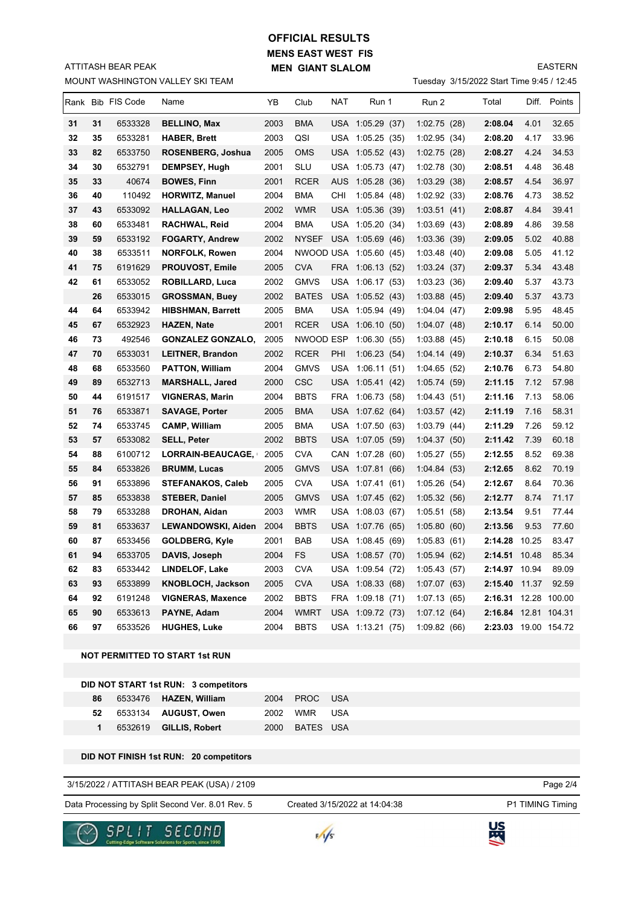# OFFICIAL RESULTS

## MENS EAST WEST FIS

## MEN GIANT SLALOM

ATTITASH BEAR PEAK

MOUNT WASHINGTON VALLEY SKI TEAM

EASTERN

Tuesday 3/15/2022 Start Time 9:45 / 12:45

| Rank | Bib | FIS Code | Name | YB | Club | NAT | Run 1 | Run 2 | Total | Diff. | Points |
|---|---|---|---|---|---|---|---|---|---|---|---|
| 31 | 31 | 6533328 | **BELLINO, Max** | 2003 | BMA | USA | 1:05.29 (37) | 1:02.75 (28) | **2:08.04** | 4.01 | 32.65 |
| 32 | 35 | 6533281 | **HABER, Brett** | 2003 | QSI | USA | 1:05.25 (35) | 1:02.95 (34) | **2:08.20** | 4.17 | 33.96 |
| 33 | 82 | 6533750 | **ROSENBERG, Joshua** | 2005 | OMS | USA | 1:05.52 (43) | 1:02.75 (28) | **2:08.27** | 4.24 | 34.53 |
| 34 | 30 | 6532791 | **DEMPSEY, Hugh** | 2001 | SLU | USA | 1:05.73 (47) | 1:02.78 (30) | **2:08.51** | 4.48 | 36.48 |
| 35 | 33 | 40674 | **BOWES, Finn** | 2001 | RCER | AUS | 1:05.28 (36) | 1:03.29 (38) | **2:08.57** | 4.54 | 36.97 |
| 36 | 40 | 110492 | **HORWITZ, Manuel** | 2004 | BMA | CHI | 1:05.84 (48) | 1:02.92 (33) | **2:08.76** | 4.73 | 38.52 |
| 37 | 43 | 6533092 | **HALLAGAN, Leo** | 2002 | WMR | USA | 1:05.36 (39) | 1:03.51 (41) | **2:08.87** | 4.84 | 39.41 |
| 38 | 60 | 6533481 | **RACHWAL, Reid** | 2004 | BMA | USA | 1:05.20 (34) | 1:03.69 (43) | **2:08.89** | 4.86 | 39.58 |
| 39 | 59 | 6533192 | **FOGARTY, Andrew** | 2002 | NYSEF | USA | 1:05.69 (46) | 1:03.36 (39) | **2:09.05** | 5.02 | 40.88 |
| 40 | 38 | 6533511 | **NORFOLK, Rowen** | 2004 | NWOOD | USA | 1:05.60 (45) | 1:03.48 (40) | **2:09.08** | 5.05 | 41.12 |
| 41 | 75 | 6191629 | **PROUVOST, Emile** | 2005 | CVA | FRA | 1:06.13 (52) | 1:03.24 (37) | **2:09.37** | 5.34 | 43.48 |
| 42 | 61 | 6533052 | **ROBILLARD, Luca** | 2002 | GMVS | USA | 1:06.17 (53) | 1:03.23 (36) | **2:09.40** | 5.37 | 43.73 |
| | 26 | 6533015 | **GROSSMAN, Buey** | 2002 | BATES | USA | 1:05.52 (43) | 1:03.88 (45) | **2:09.40** | 5.37 | 43.73 |
| 44 | 64 | 6533942 | **HIBSHMAN, Barrett** | 2005 | BMA | USA | 1:05.94 (49) | 1:04.04 (47) | **2:09.98** | 5.95 | 48.45 |
| 45 | 67 | 6532923 | **HAZEN, Nate** | 2001 | RCER | USA | 1:06.10 (50) | 1:04.07 (48) | **2:10.17** | 6.14 | 50.00 |
| 46 | 73 | 492546 | **GONZALEZ GONZALO,** | 2005 | NWOOD | ESP | 1:06.30 (55) | 1:03.88 (45) | **2:10.18** | 6.15 | 50.08 |
| 47 | 70 | 6533031 | **LEITNER, Brandon** | 2002 | RCER | PHI | 1:06.23 (54) | 1:04.14 (49) | **2:10.37** | 6.34 | 51.63 |
| 48 | 68 | 6533560 | **PATTON, William** | 2004 | GMVS | USA | 1:06.11 (51) | 1:04.65 (52) | **2:10.76** | 6.73 | 54.80 |
| 49 | 89 | 6532713 | **MARSHALL, Jared** | 2000 | CSC | USA | 1:05.41 (42) | 1:05.74 (59) | **2:11.15** | 7.12 | 57.98 |
| 50 | 44 | 6191517 | **VIGNERAS, Marin** | 2004 | BBTS | FRA | 1:06.73 (58) | 1:04.43 (51) | **2:11.16** | 7.13 | 58.06 |
| 51 | 76 | 6533871 | **SAVAGE, Porter** | 2005 | BMA | USA | 1:07.62 (64) | 1:03.57 (42) | **2:11.19** | 7.16 | 58.31 |
| 52 | 74 | 6533745 | **CAMP, William** | 2005 | BMA | USA | 1:07.50 (63) | 1:03.79 (44) | **2:11.29** | 7.26 | 59.12 |
| 53 | 57 | 6533082 | **SELL, Peter** | 2002 | BBTS | USA | 1:07.05 (59) | 1:04.37 (50) | **2:11.42** | 7.39 | 60.18 |
| 54 | 88 | 6100712 | **LORRAIN-BEAUCAGE,** | 2005 | CVA | CAN | 1:07.28 (60) | 1:05.27 (55) | **2:12.55** | 8.52 | 69.38 |
| 55 | 84 | 6533826 | **BRUMM, Lucas** | 2005 | GMVS | USA | 1:07.81 (66) | 1:04.84 (53) | **2:12.65** | 8.62 | 70.19 |
| 56 | 91 | 6533896 | **STEFANAKOS, Caleb** | 2005 | CVA | USA | 1:07.41 (61) | 1:05.26 (54) | **2:12.67** | 8.64 | 70.36 |
| 57 | 85 | 6533838 | **STEBER, Daniel** | 2005 | GMVS | USA | 1:07.45 (62) | 1:05.32 (56) | **2:12.77** | 8.74 | 71.17 |
| 58 | 79 | 6533288 | **DROHAN, Aidan** | 2003 | WMR | USA | 1:08.03 (67) | 1:05.51 (58) | **2:13.54** | 9.51 | 77.44 |
| 59 | 81 | 6533637 | **LEWANDOWSKI, Aiden** | 2004 | BBTS | USA | 1:07.76 (65) | 1:05.80 (60) | **2:13.56** | 9.53 | 77.60 |
| 60 | 87 | 6533456 | **GOLDBERG, Kyle** | 2001 | BAB | USA | 1:08.45 (69) | 1:05.83 (61) | **2:14.28** | 10.25 | 83.47 |
| 61 | 94 | 6533705 | **DAVIS, Joseph** | 2004 | FS | USA | 1:08.57 (70) | 1:05.94 (62) | **2:14.51** | 10.48 | 85.34 |
| 62 | 83 | 6533442 | **LINDELOF, Lake** | 2003 | CVA | USA | 1:09.54 (72) | 1:05.43 (57) | **2:14.97** | 10.94 | 89.09 |
| 63 | 93 | 6533899 | **KNOBLOCH, Jackson** | 2005 | CVA | USA | 1:08.33 (68) | 1:07.07 (63) | **2:15.40** | 11.37 | 92.59 |
| 64 | 92 | 6191248 | **VIGNERAS, Maxence** | 2002 | BBTS | FRA | 1:09.18 (71) | 1:07.13 (65) | **2:16.31** | 12.28 | 100.00 |
| 65 | 90 | 6533613 | **PAYNE, Adam** | 2004 | WMRT | USA | 1:09.72 (73) | 1:07.12 (64) | **2:16.84** | 12.81 | 104.31 |
| 66 | 97 | 6533526 | **HUGHES, Luke** | 2004 | BBTS | USA | 1:13.21 (75) | 1:09.82 (66) | **2:23.03** | 19.00 | 154.72 |

**NOT PERMITTED TO START 1st RUN**

**DID NOT START 1st RUN: 3 competitors**

| Bib | FIS Code | Name | YB | Club | NAT |
|---|---|---|---|---|---|
| 86 | 6533476 | **HAZEN, William** | 2004 | PROC | USA |
| 52 | 6533134 | **AUGUST, Owen** | 2002 | WMR | USA |
| 1 | 6532619 | **GILLIS, Robert** | 2000 | BATES | USA |

**DID NOT FINISH 1st RUN: 20 competitors**

3/15/2022 / ATTITASH BEAR PEAK (USA) / 2109

Data Processing by Split Second Ver. 8.01 Rev. 5 — Created 3/15/2022 at 14:04:38 — P1 TIMING Timing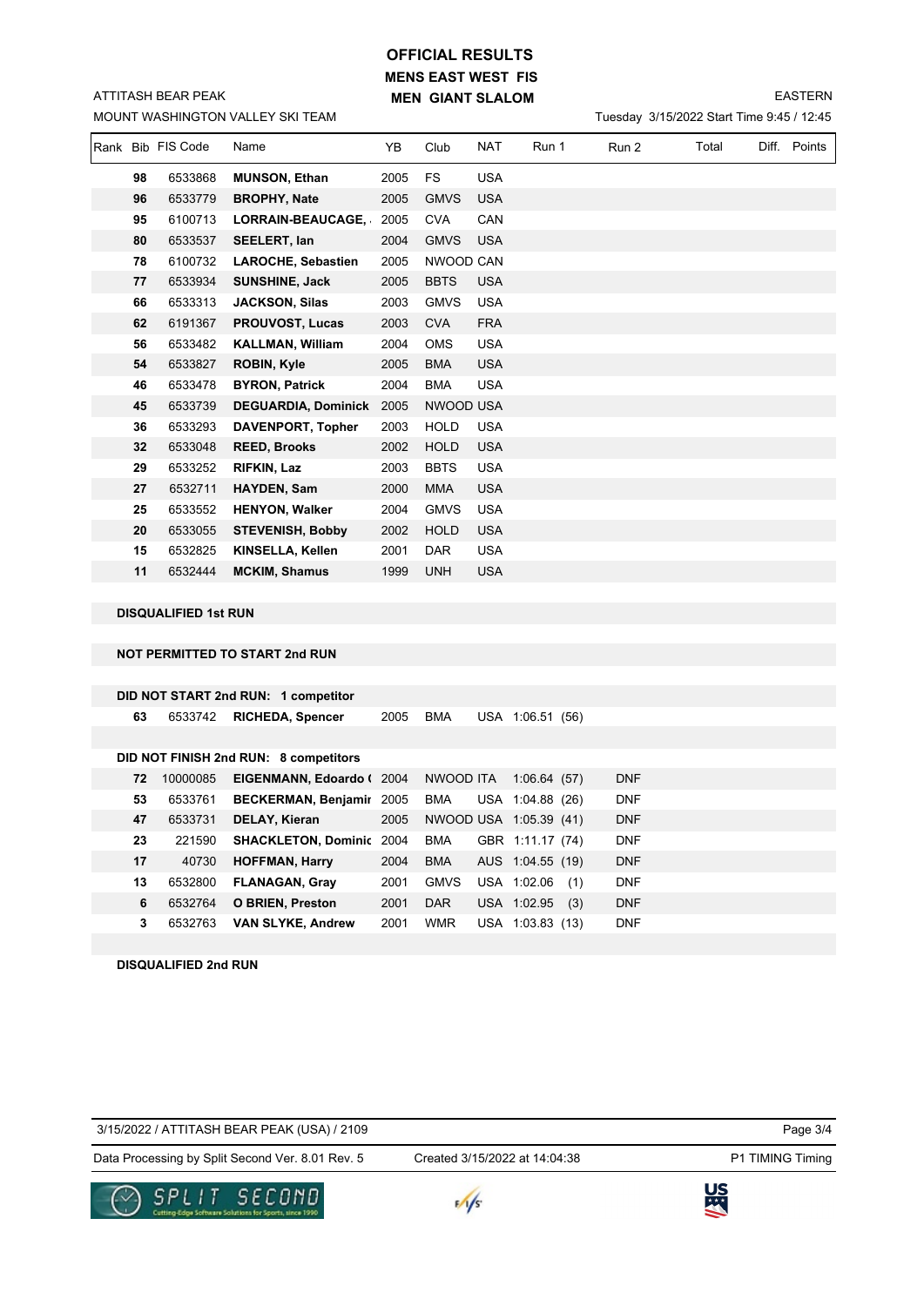# OFFICIAL RESULTS

## MENS EAST WEST FIS

## MEN GIANT SLALOM

ATTITASH BEAR PEAK
MOUNT WASHINGTON VALLEY SKI TEAM

EASTERN
Tuesday 3/15/2022 Start Time 9:45 / 12:45

| Rank | Bib | FIS Code | Name | YB | Club | NAT | Run 1 | Run 2 | Total | Diff. | Points |
|---|---|---|---|---|---|---|---|---|---|---|---|
| | 98 | 6533868 | **MUNSON, Ethan** | 2005 | FS | USA | | | | | |
| | 96 | 6533779 | **BROPHY, Nate** | 2005 | GMVS | USA | | | | | |
| | 95 | 6100713 | **LORRAIN-BEAUCAGE,** | 2005 | CVA | CAN | | | | | |
| | 80 | 6533537 | **SEELERT, Ian** | 2004 | GMVS | USA | | | | | |
| | 78 | 6100732 | **LAROCHE, Sebastien** | 2005 | NWOOD | CAN | | | | | |
| | 77 | 6533934 | **SUNSHINE, Jack** | 2005 | BBTS | USA | | | | | |
| | 66 | 6533313 | **JACKSON, Silas** | 2003 | GMVS | USA | | | | | |
| | 62 | 6191367 | **PROUVOST, Lucas** | 2003 | CVA | FRA | | | | | |
| | 56 | 6533482 | **KALLMAN, William** | 2004 | OMS | USA | | | | | |
| | 54 | 6533827 | **ROBIN, Kyle** | 2005 | BMA | USA | | | | | |
| | 46 | 6533478 | **BYRON, Patrick** | 2004 | BMA | USA | | | | | |
| | 45 | 6533739 | **DEGUARDIA, Dominick** | 2005 | NWOOD | USA | | | | | |
| | 36 | 6533293 | **DAVENPORT, Topher** | 2003 | HOLD | USA | | | | | |
| | 32 | 6533048 | **REED, Brooks** | 2002 | HOLD | USA | | | | | |
| | 29 | 6533252 | **RIFKIN, Laz** | 2003 | BBTS | USA | | | | | |
| | 27 | 6532711 | **HAYDEN, Sam** | 2000 | MMA | USA | | | | | |
| | 25 | 6533552 | **HENYON, Walker** | 2004 | GMVS | USA | | | | | |
| | 20 | 6533055 | **STEVENISH, Bobby** | 2002 | HOLD | USA | | | | | |
| | 15 | 6532825 | **KINSELLA, Kellen** | 2001 | DAR | USA | | | | | |
| | 11 | 6532444 | **MCKIM, Shamus** | 1999 | UNH | USA | | | | | |

**DISQUALIFIED 1st RUN**

**NOT PERMITTED TO START 2nd RUN**

**DID NOT START 2nd RUN: 1 competitor**

| Bib | FIS Code | Name | YB | Club | NAT | Run 1 | Run 2 |
|---|---|---|---|---|---|---|---|
| 63 | 6533742 | **RICHEDA, Spencer** | 2005 | BMA | USA | 1:06.51 (56) | |

**DID NOT FINISH 2nd RUN: 8 competitors**

| Bib | FIS Code | Name | YB | Club | NAT | Run 1 | Run 2 |
|---|---|---|---|---|---|---|---|
| 72 | 10000085 | **EIGENMANN, Edoardo (** | 2004 | NWOOD | ITA | 1:06.64 (57) | DNF |
| 53 | 6533761 | **BECKERMAN, Benjamir** | 2005 | BMA | USA | 1:04.88 (26) | DNF |
| 47 | 6533731 | **DELAY, Kieran** | 2005 | NWOOD | USA | 1:05.39 (41) | DNF |
| 23 | 221590 | **SHACKLETON, Dominic** | 2004 | BMA | GBR | 1:11.17 (74) | DNF |
| 17 | 40730 | **HOFFMAN, Harry** | 2004 | BMA | AUS | 1:04.55 (19) | DNF |
| 13 | 6532800 | **FLANAGAN, Gray** | 2001 | GMVS | USA | 1:02.06 (1) | DNF |
| 6 | 6532764 | **O BRIEN, Preston** | 2001 | DAR | USA | 1:02.95 (3) | DNF |
| 3 | 6532763 | **VAN SLYKE, Andrew** | 2001 | WMR | USA | 1:03.83 (13) | DNF |

**DISQUALIFIED 2nd RUN**

3/15/2022 / ATTITASH BEAR PEAK (USA) / 2109

Data Processing by Split Second Ver. 8.01 Rev. 5 — Created 3/15/2022 at 14:04:38 — P1 TIMING Timing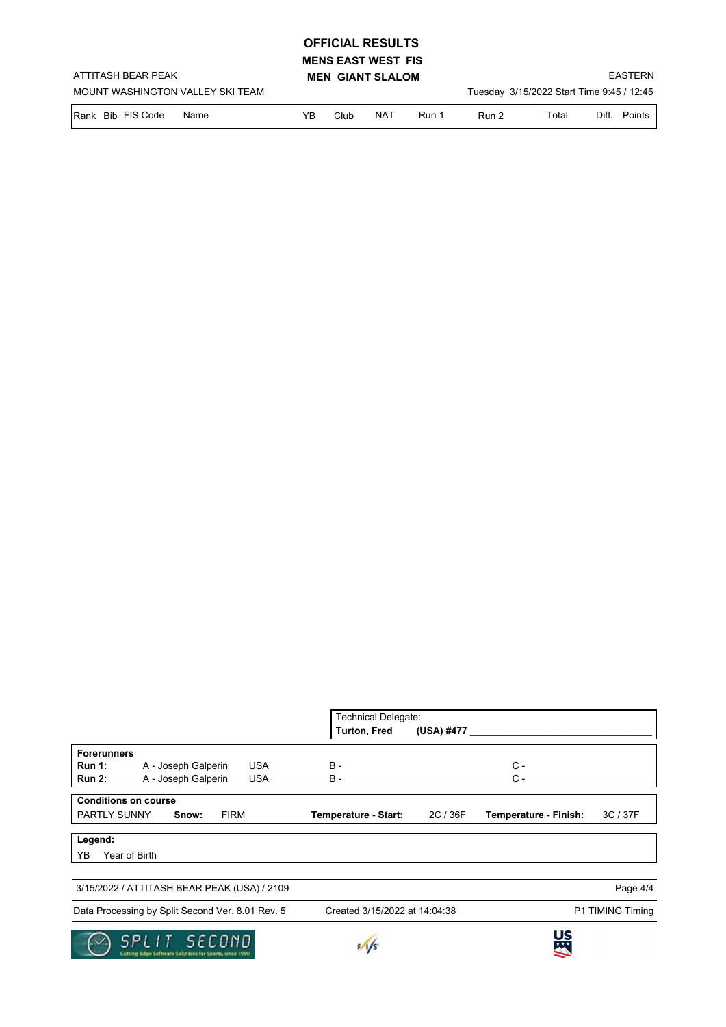# OFFICIAL RESULTS

## MENS EAST WEST FIS

## MEN GIANT SLALOM

ATTITASH BEAR PEAK

MOUNT WASHINGTON VALLEY SKI TEAM

EASTERN

Tuesday 3/15/2022 Start Time 9:45 / 12:45

| Rank | Bib | FIS Code | Name | YB | Club | NAT | Run 1 | Run 2 | Total | Diff. | Points |
|---|---|---|---|---|---|---|---|---|---|---|---|

Technical Delegate:
**Turton, Fred** **(USA) #477** ________________________________

| **Forerunners** | | | | |
|---|---|---|---|---|
| **Run 1:** | A - Joseph Galperin | USA | B - | C - |
| **Run 2:** | A - Joseph Galperin | USA | B - | C - |

| **Conditions on course** | | | | | | |
|---|---|---|---|---|---|---|
| PARTLY SUNNY | **Snow:** | FIRM | **Temperature - Start:** | 2C / 36F | **Temperature - Finish:** | 3C / 37F |

**Legend:**
YB Year of Birth

3/15/2022 / ATTITASH BEAR PEAK (USA) / 2109

Data Processing by Split Second Ver. 8.01 Rev. 5 Created 3/15/2022 at 14:04:38 P1 TIMING Timing